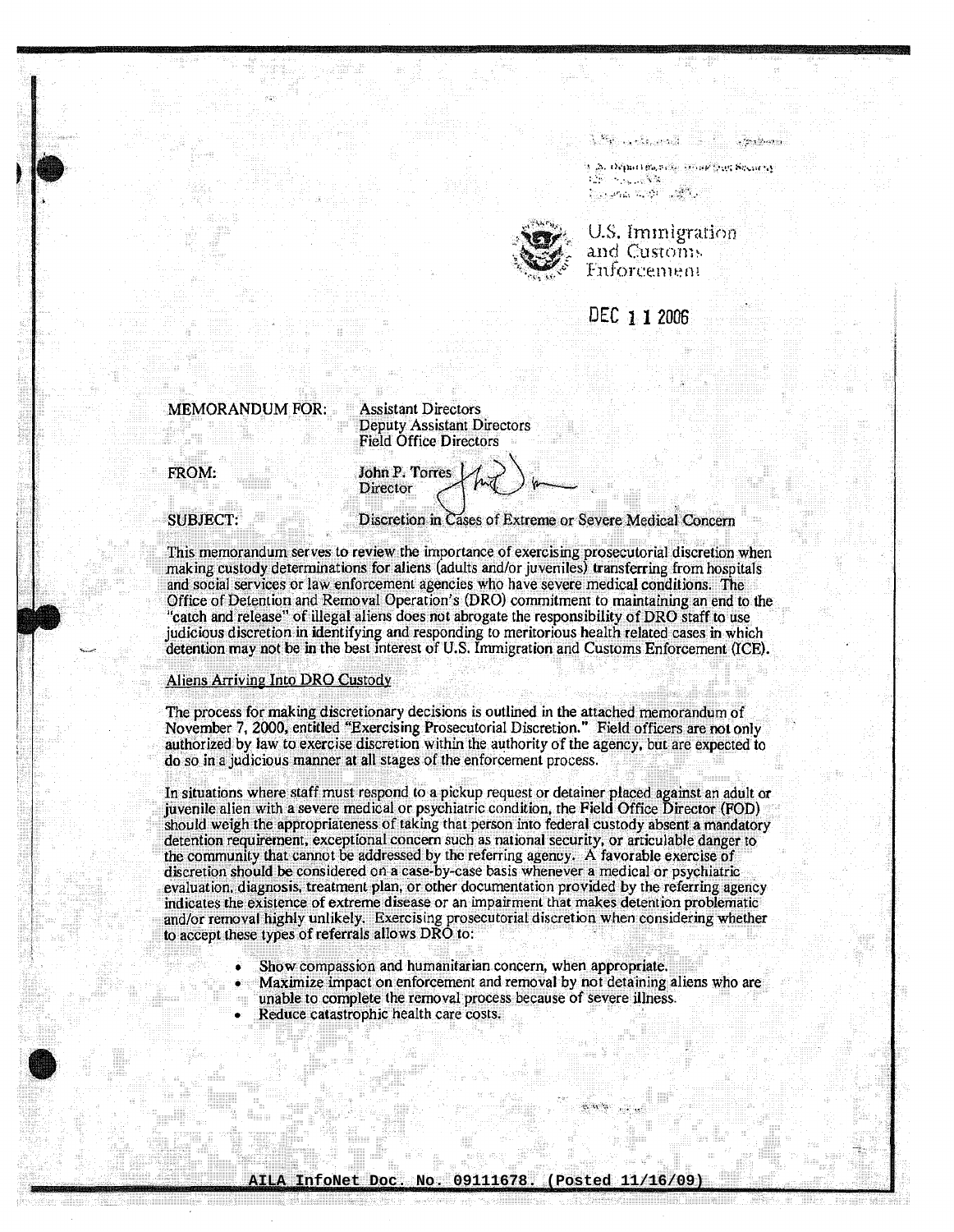U.S. Immigration and Customs Enforcement

DEC 1 1 2006

MEMORANDUM FOR: Assistant Directors
Deputy Assistant Directors
Field Office Directors

FROM: John P. Torres
Director

SUBJECT: Discretion in Cases of Extreme or Severe Medical Concern

This memorandum serves to review the importance of exercising prosecutorial discretion when making custody determinations for aliens (adults and/or juveniles) transferring from hospitals and social services or law enforcement agencies who have severe medical conditions. The Office of Detention and Removal Operation's (DRO) commitment to maintaining an end to the "catch and release" of illegal aliens does not abrogate the responsibility of DRO staff to use judicious discretion in identifying and responding to meritorious health related cases in which detention may not be in the best interest of U.S. Immigration and Customs Enforcement (ICE).

Aliens Arriving Into DRO Custody

The process for making discretionary decisions is outlined in the attached memorandum of November 7, 2000, entitled "Exercising Prosecutorial Discretion." Field officers are not only authorized by law to exercise discretion within the authority of the agency, but are expected to do so in a judicious manner at all stages of the enforcement process.

In situations where staff must respond to a pickup request or detainer placed against an adult or juvenile alien with a severe medical or psychiatric condition, the Field Office Director (FOD) should weigh the appropriateness of taking that person into federal custody absent a mandatory detention requirement, exceptional concern such as national security, or articulable danger to the community that cannot be addressed by the referring agency. A favorable exercise of discretion should be considered on a case-by-case basis whenever a medical or psychiatric evaluation, diagnosis, treatment plan, or other documentation provided by the referring agency indicates the existence of extreme disease or an impairment that makes detention problematic and/or removal highly unlikely. Exercising prosecutorial discretion when considering whether to accept these types of referrals allows DRO to:

- Show compassion and humanitarian concern, when appropriate.
- Maximize impact on enforcement and removal by not detaining aliens who are unable to complete the removal process because of severe illness.
- Reduce catastrophic health care costs.

AILA InfoNet Doc. No. 09111678. (Posted 11/16/09)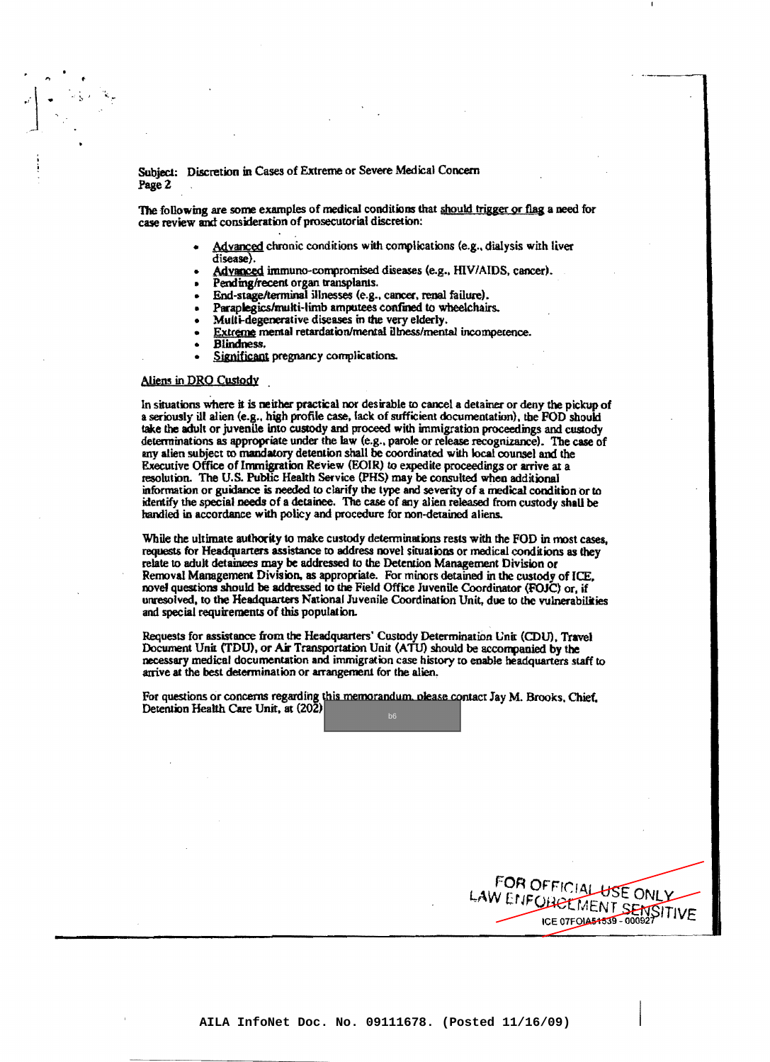Subject: Discretion in Cases of Extreme or Severe Medical Concern
Page 2

The following are some examples of medical conditions that should trigger or flag a need for case review and consideration of prosecutorial discretion:

- Advanced chronic conditions with complications (e.g., dialysis with liver disease).
- Advanced immuno-compromised diseases (e.g., HIV/AIDS, cancer).
- Pending/recent organ transplants.
- End-stage/terminal illnesses (e.g., cancer, renal failure).
- Paraplegics/multi-limb amputees confined to wheelchairs.
- Multi-degenerative diseases in the very elderly.
- Extreme mental retardation/mental illness/mental incompetence.
- Blindness.
- Significant pregnancy complications.

Aliens in DRO Custody

In situations where it is neither practical nor desirable to cancel a detainer or deny the pickup of a seriously ill alien (e.g., high profile case, lack of sufficient documentation), the FOD should take the adult or juvenile into custody and proceed with immigration proceedings and custody determinations as appropriate under the law (e.g., parole or release recognizance). The case of any alien subject to mandatory detention shall be coordinated with local counsel and the Executive Office of Immigration Review (EOIR) to expedite proceedings or arrive at a resolution. The U.S. Public Health Service (PHS) may be consulted when additional information or guidance is needed to clarify the type and severity of a medical condition or to identify the special needs of a detainee. The case of any alien released from custody shall be handled in accordance with policy and procedure for non-detained aliens.

While the ultimate authority to make custody determinations rests with the FOD in most cases, requests for Headquarters assistance to address novel situations or medical conditions as they relate to adult detainees may be addressed to the Detention Management Division or Removal Management Division, as appropriate. For minors detained in the custody of ICE, novel questions should be addressed to the Field Office Juvenile Coordinator (FOJC) or, if unresolved, to the Headquarters National Juvenile Coordination Unit, due to the vulnerabilities and special requirements of this population.

Requests for assistance from the Headquarters' Custody Determination Unit (CDU), Travel Document Unit (TDU), or Air Transportation Unit (ATU) should be accompanied by the necessary medical documentation and immigration case history to enable headquarters staff to arrive at the best determination or arrangement for the alien.

For questions or concerns regarding this memorandum, please contact Jay M. Brooks, Chief, Detention Health Care Unit, at (202) b6

FOR OFFICIAL USE ONLY
LAW ENFORCEMENT SENSITIVE
ICE 07FOIA51539 - 000927

AILA InfoNet Doc. No. 09111678. (Posted 11/16/09)